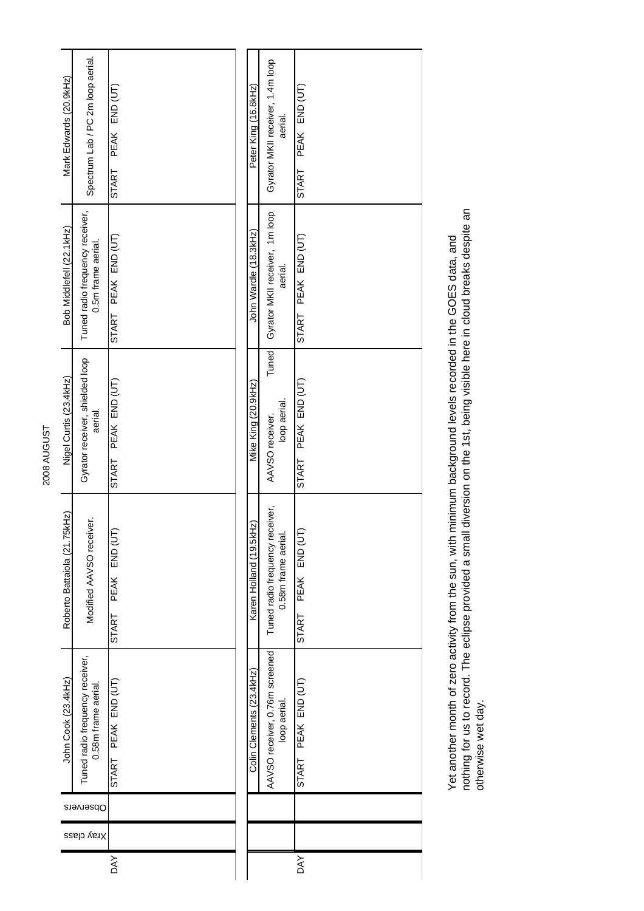# 2008 AUGUST

| DAY | Xray class | Observers | John Cook (23.4kHz) | Roberto Battaiola (21.75kHz) | Nigel Curtis (23.4kHz) | Bob Middlefell (22.1kHz) | Mark Edwards (20.9kHz) |
|---|---|---|---|---|---|---|---|
| | | | Tuned radio frequency receiver, 0.58m frame aerial. | Modified AAVSO receiver. | Gyrator receiver, shielded loop aerial. | Tuned radio frequency receiver, 0.5m frame aerial. | Spectrum Lab / PC 2m loop aerial. |
| | | | START PEAK END (UT) | START PEAK END (UT) | START PEAK END (UT) | START PEAK END (UT) | START PEAK END (UT) |

| DAY | | | Colin Clements (23.4kHz) | Karen Holland (19.5kHz) | Mike King (20.9kHz) | John Wardle (18.3kHz) | Peter King (16.8kHz) |
|---|---|---|---|---|---|---|---|
| | | | AAVSO receiver, 0.76m screened loop aerial. | Tuned radio frequency receiver, 0.58m frame aerial. | AAVSO receiver. Tuned loop aerial. | Gyrator MKII receiver, 1m loop aerial. | Gyrator MKII receiver, 1.4m loop aerial. |
| | | | START PEAK END (UT) | START PEAK END (UT) | START PEAK END (UT) | START PEAK END (UT) | START PEAK END (UT) |

Yet another month of zero activity from the sun, with minimum background levels recorded in the GOES data, and nothing for us to record. The eclipse provided a small diversion on the 1st, being visible here in cloud breaks despite an otherwise wet day.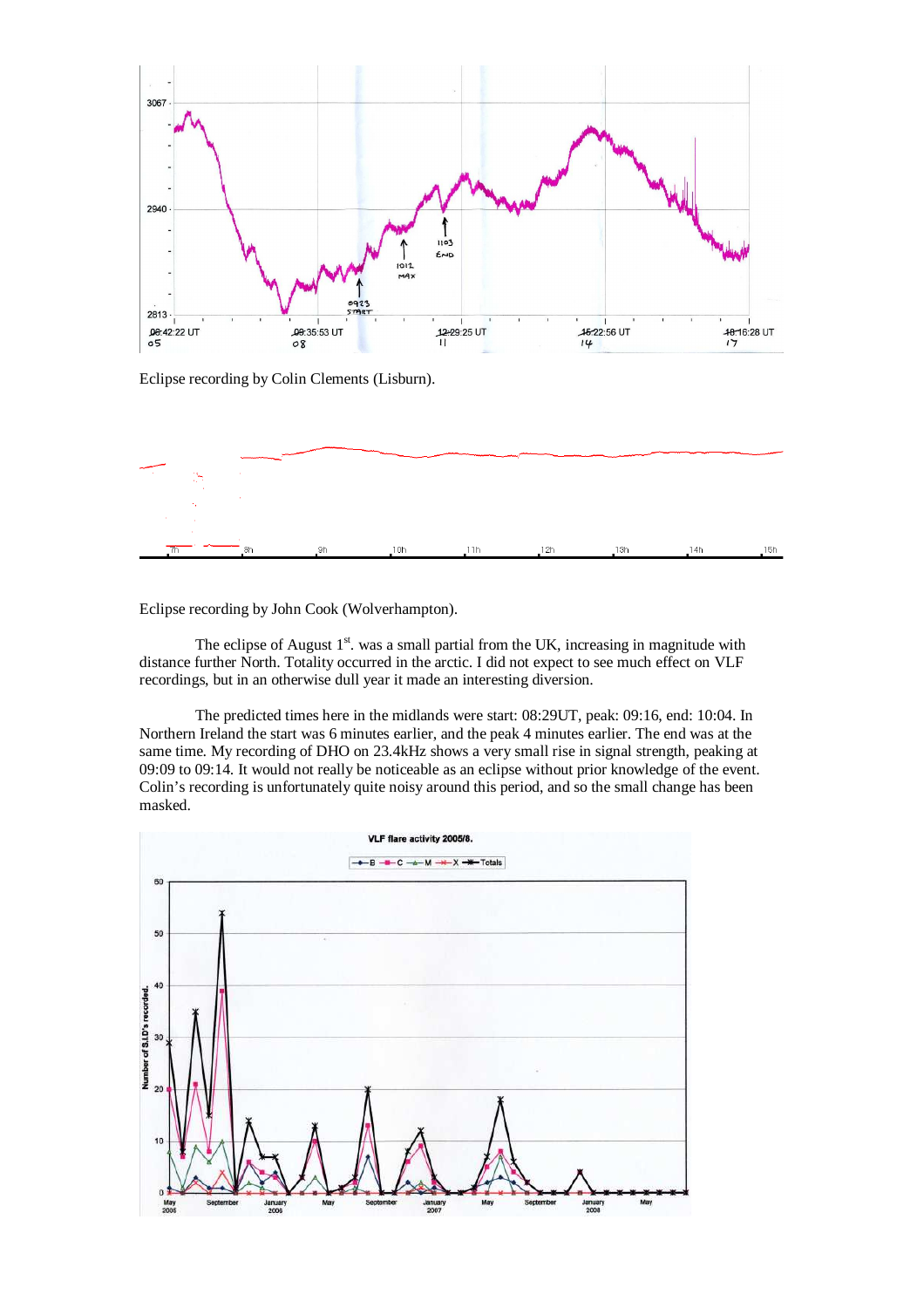3067

2940

2813

08:42:22 UT 05

09:35:53 UT 08

12:29:25 UT 11

15:22:56 UT 14

18:16:28 UT 17

0923 START

1012 MAX

1103 END

Eclipse recording by Colin Clements (Lisburn).

7h 8h 9h 10h 11h 12h 13h 14h 15h

Eclipse recording by John Cook (Wolverhampton).

The eclipse of August 1st. was a small partial from the UK, increasing in magnitude with distance further North. Totality occurred in the arctic. I did not expect to see much effect on VLF recordings, but in an otherwise dull year it made an interesting diversion.

The predicted times here in the midlands were start: 08:29UT, peak: 09:16, end: 10:04. In Northern Ireland the start was 6 minutes earlier, and the peak 4 minutes earlier. The end was at the same time. My recording of DHO on 23.4kHz shows a very small rise in signal strength, peaking at 09:09 to 09:14. It would not really be noticeable as an eclipse without prior knowledge of the event. Colin's recording is unfortunately quite noisy around this period, and so the small change has been masked.

VLF flare activity 2005/8.

B C M X Totals

Number of S.I.D's recorded.

0 10 20 30 40 50 60

May 2005 September January 2006 May September January 2007 May September January 2008 May